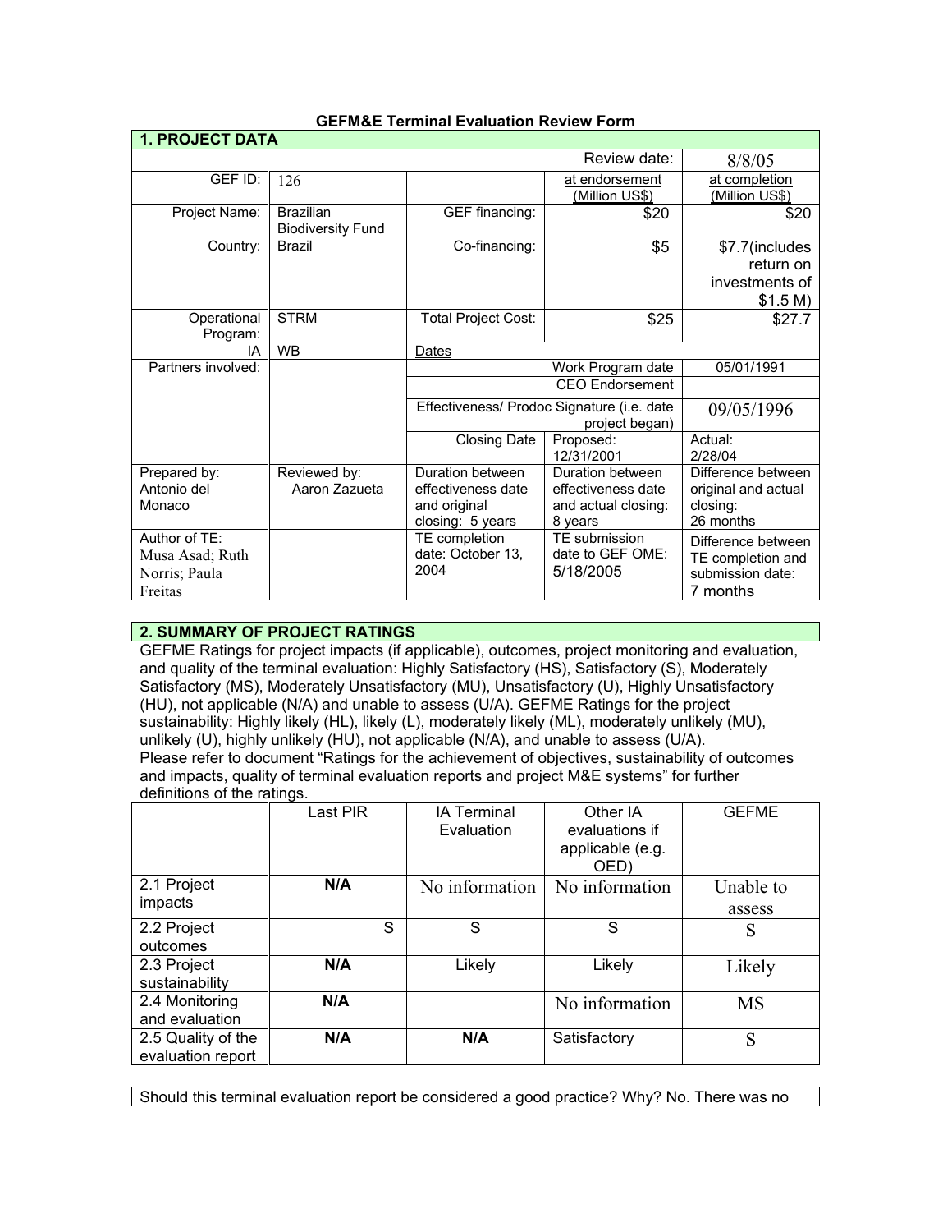# GEFM&E Terminal Evaluation Review Form

## 1. PROJECT DATA

| | | | | |
|---|---|---|---|---|
| | | | Review date: | 8/8/05 |
| GEF ID: | 126 | | at endorsement (Million US$) | at completion (Million US$) |
| Project Name: | Brazilian Biodiversity Fund | GEF financing: | $20 | $20 |
| Country: | Brazil | Co-financing: | $5 | $7.7(includes return on investments of $1.5 M) |
| Operational Program: | STRM | Total Project Cost: | $25 | $27.7 |
| IA | WB | Dates | | |
| Partners involved: | | | Work Program date | 05/01/1991 |
| | | | CEO Endorsement | |
| | | Effectiveness/ Prodoc Signature (i.e. date project began) | | 09/05/1996 |
| | | Closing Date | Proposed: 12/31/2001 | Actual: 2/28/04 |
| Prepared by: Antonio del Monaco | Reviewed by: Aaron Zazueta | Duration between effectiveness date and original closing: 5 years | Duration between effectiveness date and actual closing: 8 years | Difference between original and actual closing: 26 months |
| Author of TE: Musa Asad; Ruth Norris; Paula Freitas | | TE completion date: October 13, 2004 | TE submission date to GEF OME: 5/18/2005 | Difference between TE completion and submission date: 7 months |

## 2. SUMMARY OF PROJECT RATINGS

GEFME Ratings for project impacts (if applicable), outcomes, project monitoring and evaluation, and quality of the terminal evaluation: Highly Satisfactory (HS), Satisfactory (S), Moderately Satisfactory (MS), Moderately Unsatisfactory (MU), Unsatisfactory (U), Highly Unsatisfactory (HU), not applicable (N/A) and unable to assess (U/A). GEFME Ratings for the project sustainability: Highly likely (HL), likely (L), moderately likely (ML), moderately unlikely (MU), unlikely (U), highly unlikely (HU), not applicable (N/A), and unable to assess (U/A). Please refer to document "Ratings for the achievement of objectives, sustainability of outcomes and impacts, quality of terminal evaluation reports and project M&E systems" for further definitions of the ratings.

| | Last PIR | IA Terminal Evaluation | Other IA evaluations if applicable (e.g. OED) | GEFME |
|---|---|---|---|---|
| 2.1 Project impacts | **N/A** | No information | No information | Unable to assess |
| 2.2 Project outcomes | S | S | S | S |
| 2.3 Project sustainability | **N/A** | Likely | Likely | Likely |
| 2.4 Monitoring and evaluation | **N/A** | | No information | MS |
| 2.5 Quality of the evaluation report | **N/A** | **N/A** | Satisfactory | S |

Should this terminal evaluation report be considered a good practice? Why? No. There was no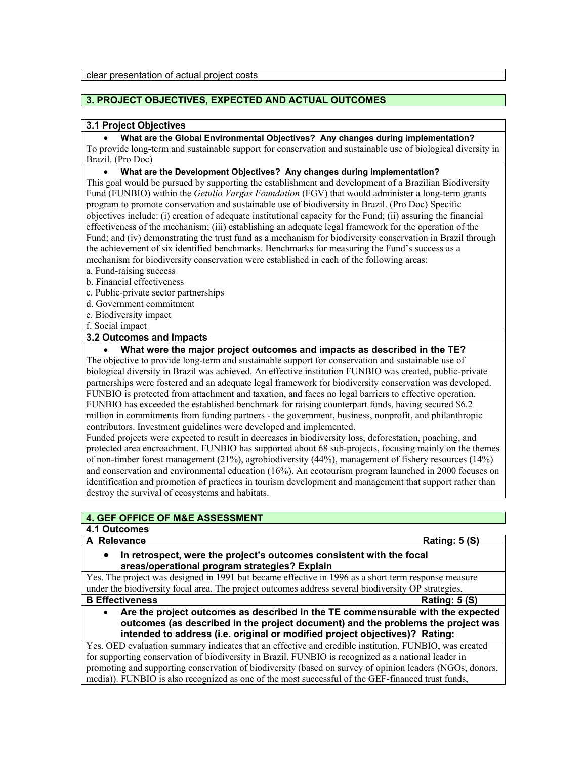clear presentation of actual project costs

## 3. PROJECT OBJECTIVES, EXPECTED AND ACTUAL OUTCOMES

### 3.1 Project Objectives

- **What are the Global Environmental Objectives? Any changes during implementation?**

To provide long-term and sustainable support for conservation and sustainable use of biological diversity in Brazil. (Pro Doc)

- **What are the Development Objectives? Any changes during implementation?**

This goal would be pursued by supporting the establishment and development of a Brazilian Biodiversity Fund (FUNBIO) within the *Getulio Vargas Foundation* (FGV) that would administer a long-term grants program to promote conservation and sustainable use of biodiversity in Brazil. (Pro Doc) Specific objectives include: (i) creation of adequate institutional capacity for the Fund; (ii) assuring the financial effectiveness of the mechanism; (iii) establishing an adequate legal framework for the operation of the Fund; and (iv) demonstrating the trust fund as a mechanism for biodiversity conservation in Brazil through the achievement of six identified benchmarks. Benchmarks for measuring the Fund's success as a mechanism for biodiversity conservation were established in each of the following areas:

a. Fund-raising success
b. Financial effectiveness
c. Public-private sector partnerships
d. Government commitment
e. Biodiversity impact
f. Social impact

### 3.2 Outcomes and Impacts

- **What were the major project outcomes and impacts as described in the TE?**

The objective to provide long-term and sustainable support for conservation and sustainable use of biological diversity in Brazil was achieved. An effective institution FUNBIO was created, public-private partnerships were fostered and an adequate legal framework for biodiversity conservation was developed. FUNBIO is protected from attachment and taxation, and faces no legal barriers to effective operation. FUNBIO has exceeded the established benchmark for raising counterpart funds, having secured $6.2 million in commitments from funding partners - the government, business, nonprofit, and philanthropic contributors. Investment guidelines were developed and implemented.

Funded projects were expected to result in decreases in biodiversity loss, deforestation, poaching, and protected area encroachment. FUNBIO has supported about 68 sub-projects, focusing mainly on the themes of non-timber forest management (21%), agrobiodiversity (44%), management of fishery resources (14%) and conservation and environmental education (16%). An ecotourism program launched in 2000 focuses on identification and promotion of practices in tourism development and management that support rather than destroy the survival of ecosystems and habitats.

## 4. GEF OFFICE OF M&E ASSESSMENT

### 4.1 Outcomes

**A Relevance** — **Rating: 5 (S)**

- **In retrospect, were the project's outcomes consistent with the focal areas/operational program strategies? Explain**

Yes. The project was designed in 1991 but became effective in 1996 as a short term response measure under the biodiversity focal area. The project outcomes address several biodiversity OP strategies.

**B Effectiveness** — **Rating: 5 (S)**

- **Are the project outcomes as described in the TE commensurable with the expected outcomes (as described in the project document) and the problems the project was intended to address (i.e. original or modified project objectives)? Rating:**

Yes. OED evaluation summary indicates that an effective and credible institution, FUNBIO, was created for supporting conservation of biodiversity in Brazil. FUNBIO is recognized as a national leader in promoting and supporting conservation of biodiversity (based on survey of opinion leaders (NGOs, donors, media)). FUNBIO is also recognized as one of the most successful of the GEF-financed trust funds,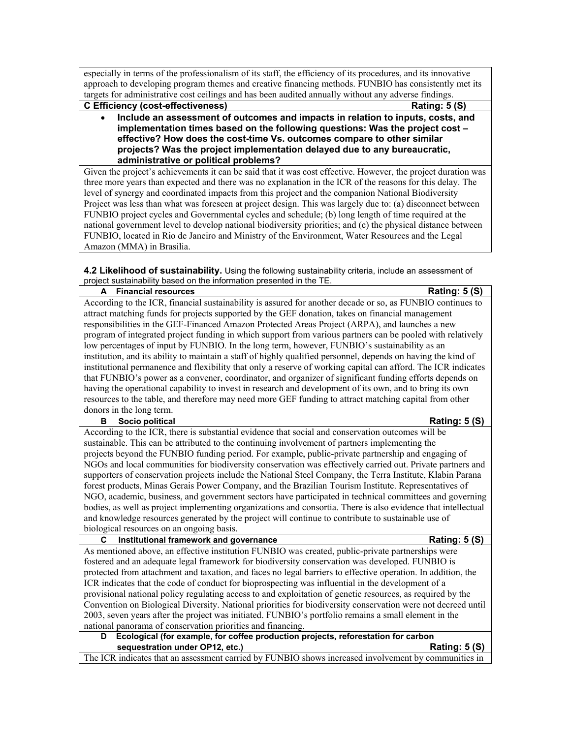especially in terms of the professionalism of its staff, the efficiency of its procedures, and its innovative approach to developing program themes and creative financing methods. FUNBIO has consistently met its targets for administrative cost ceilings and has been audited annually without any adverse findings.

**C Efficiency (cost-effectiveness)** — **Rating: 5 (S)**

- **Include an assessment of outcomes and impacts in relation to inputs, costs, and implementation times based on the following questions: Was the project cost – effective? How does the cost-time Vs. outcomes compare to other similar projects? Was the project implementation delayed due to any bureaucratic, administrative or political problems?**

Given the project's achievements it can be said that it was cost effective. However, the project duration was three more years than expected and there was no explanation in the ICR of the reasons for this delay. The level of synergy and coordinated impacts from this project and the companion National Biodiversity Project was less than what was foreseen at project design. This was largely due to: (a) disconnect between FUNBIO project cycles and Governmental cycles and schedule; (b) long length of time required at the national government level to develop national biodiversity priorities; and (c) the physical distance between FUNBIO, located in Rio de Janeiro and Ministry of the Environment, Water Resources and the Legal Amazon (MMA) in Brasilia.

**4.2 Likelihood of sustainability.** Using the following sustainability criteria, include an assessment of project sustainability based on the information presented in the TE.

**A Financial resources** — **Rating: 5 (S)**

According to the ICR, financial sustainability is assured for another decade or so, as FUNBIO continues to attract matching funds for projects supported by the GEF donation, takes on financial management responsibilities in the GEF-Financed Amazon Protected Areas Project (ARPA), and launches a new program of integrated project funding in which support from various partners can be pooled with relatively low percentages of input by FUNBIO. In the long term, however, FUNBIO's sustainability as an institution, and its ability to maintain a staff of highly qualified personnel, depends on having the kind of institutional permanence and flexibility that only a reserve of working capital can afford. The ICR indicates that FUNBIO's power as a convener, coordinator, and organizer of significant funding efforts depends on having the operational capability to invest in research and development of its own, and to bring its own resources to the table, and therefore may need more GEF funding to attract matching capital from other donors in the long term.

**B Socio political** — **Rating: 5 (S)**

According to the ICR, there is substantial evidence that social and conservation outcomes will be sustainable. This can be attributed to the continuing involvement of partners implementing the projects beyond the FUNBIO funding period. For example, public-private partnership and engaging of NGOs and local communities for biodiversity conservation was effectively carried out. Private partners and supporters of conservation projects include the National Steel Company, the Terra Institute, Klabin Parana forest products, Minas Gerais Power Company, and the Brazilian Tourism Institute. Representatives of NGO, academic, business, and government sectors have participated in technical committees and governing bodies, as well as project implementing organizations and consortia. There is also evidence that intellectual and knowledge resources generated by the project will continue to contribute to sustainable use of biological resources on an ongoing basis.

**C Institutional framework and governance** — **Rating: 5 (S)**

As mentioned above, an effective institution FUNBIO was created, public-private partnerships were fostered and an adequate legal framework for biodiversity conservation was developed. FUNBIO is protected from attachment and taxation, and faces no legal barriers to effective operation. In addition, the ICR indicates that the code of conduct for bioprospecting was influential in the development of a provisional national policy regulating access to and exploitation of genetic resources, as required by the Convention on Biological Diversity. National priorities for biodiversity conservation were not decreed until 2003, seven years after the project was initiated. FUNBIO's portfolio remains a small element in the national panorama of conservation priorities and financing.

**D Ecological (for example, for coffee production projects, reforestation for carbon sequestration under OP12, etc.)** — **Rating: 5 (S)**

The ICR indicates that an assessment carried by FUNBIO shows increased involvement by communities in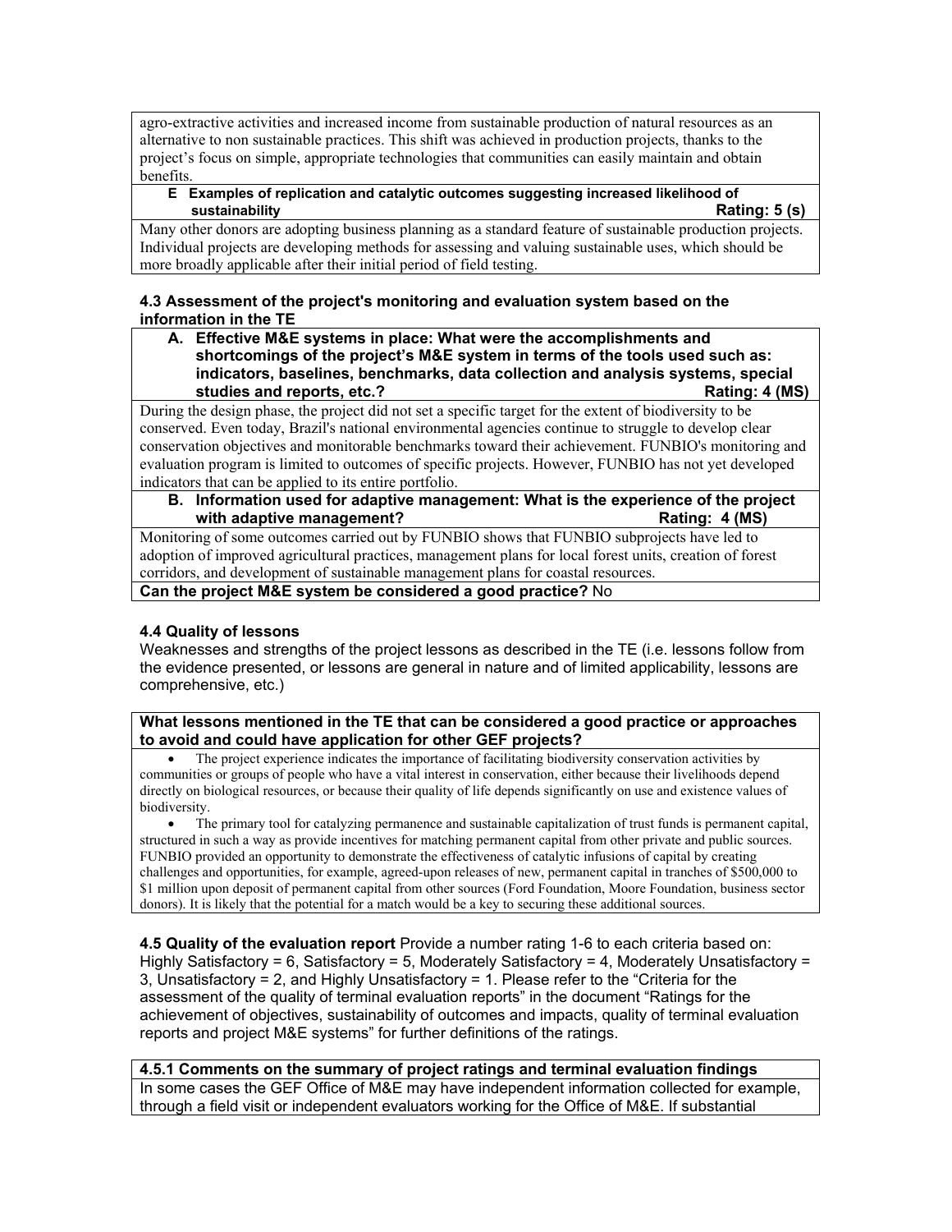agro-extractive activities and increased income from sustainable production of natural resources as an alternative to non sustainable practices. This shift was achieved in production projects, thanks to the project's focus on simple, appropriate technologies that communities can easily maintain and obtain benefits.

**E Examples of replication and catalytic outcomes suggesting increased likelihood of sustainability** **Rating: 5 (s)**

Many other donors are adopting business planning as a standard feature of sustainable production projects. Individual projects are developing methods for assessing and valuing sustainable uses, which should be more broadly applicable after their initial period of field testing.

### 4.3 Assessment of the project's monitoring and evaluation system based on the information in the TE

**A. Effective M&E systems in place: What were the accomplishments and shortcomings of the project's M&E system in terms of the tools used such as: indicators, baselines, benchmarks, data collection and analysis systems, special studies and reports, etc.?** **Rating: 4 (MS)**

During the design phase, the project did not set a specific target for the extent of biodiversity to be conserved. Even today, Brazil's national environmental agencies continue to struggle to develop clear conservation objectives and monitorable benchmarks toward their achievement. FUNBIO's monitoring and evaluation program is limited to outcomes of specific projects. However, FUNBIO has not yet developed indicators that can be applied to its entire portfolio.

**B. Information used for adaptive management: What is the experience of the project with adaptive management?** **Rating: 4 (MS)**

Monitoring of some outcomes carried out by FUNBIO shows that FUNBIO subprojects have led to adoption of improved agricultural practices, management plans for local forest units, creation of forest corridors, and development of sustainable management plans for coastal resources.

**Can the project M&E system be considered a good practice?** No

### 4.4 Quality of lessons

Weaknesses and strengths of the project lessons as described in the TE (i.e. lessons follow from the evidence presented, or lessons are general in nature and of limited applicability, lessons are comprehensive, etc.)

**What lessons mentioned in the TE that can be considered a good practice or approaches to avoid and could have application for other GEF projects?**

- The project experience indicates the importance of facilitating biodiversity conservation activities by communities or groups of people who have a vital interest in conservation, either because their livelihoods depend directly on biological resources, or because their quality of life depends significantly on use and existence values of biodiversity.
- The primary tool for catalyzing permanence and sustainable capitalization of trust funds is permanent capital, structured in such a way as provide incentives for matching permanent capital from other private and public sources. FUNBIO provided an opportunity to demonstrate the effectiveness of catalytic infusions of capital by creating challenges and opportunities, for example, agreed-upon releases of new, permanent capital in tranches of $500,000 to $1 million upon deposit of permanent capital from other sources (Ford Foundation, Moore Foundation, business sector donors). It is likely that the potential for a match would be a key to securing these additional sources.

**4.5 Quality of the evaluation report** Provide a number rating 1-6 to each criteria based on: Highly Satisfactory = 6, Satisfactory = 5, Moderately Satisfactory = 4, Moderately Unsatisfactory = 3, Unsatisfactory = 2, and Highly Unsatisfactory = 1. Please refer to the "Criteria for the assessment of the quality of terminal evaluation reports" in the document "Ratings for the achievement of objectives, sustainability of outcomes and impacts, quality of terminal evaluation reports and project M&E systems" for further definitions of the ratings.

**4.5.1 Comments on the summary of project ratings and terminal evaluation findings**

In some cases the GEF Office of M&E may have independent information collected for example, through a field visit or independent evaluators working for the Office of M&E. If substantial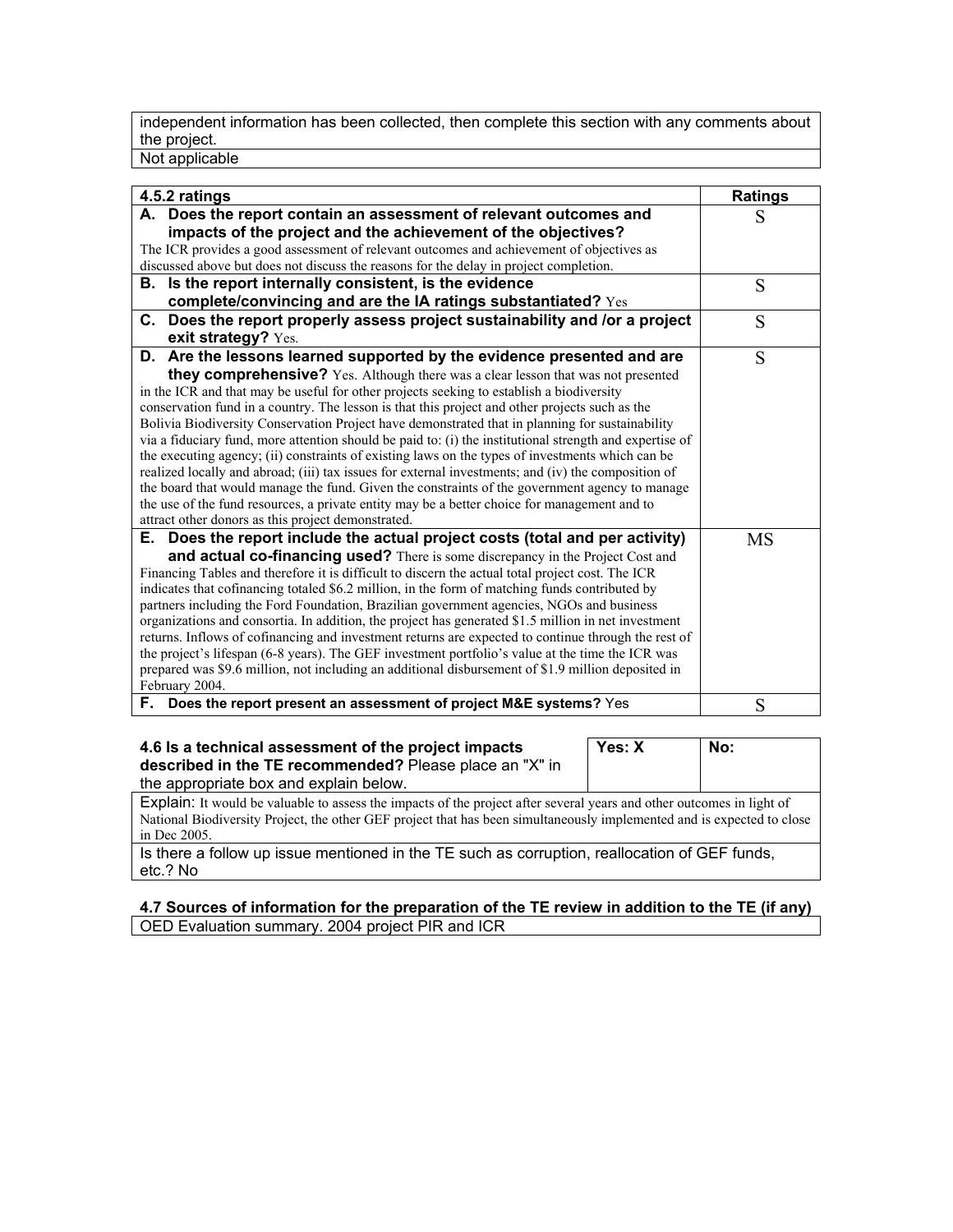| |
|---|
| independent information has been collected, then complete this section with any comments about the project. |
| Not applicable |

| 4.5.2 ratings | Ratings |
|---|---|
| **A. Does the report contain an assessment of relevant outcomes and impacts of the project and the achievement of the objectives?** The ICR provides a good assessment of relevant outcomes and achievement of objectives as discussed above but does not discuss the reasons for the delay in project completion. | S |
| **B. Is the report internally consistent, is the evidence complete/convincing and are the IA ratings substantiated?** Yes | S |
| **C. Does the report properly assess project sustainability and /or a project exit strategy?** Yes. | S |
| **D. Are the lessons learned supported by the evidence presented and are they comprehensive?** Yes. Although there was a clear lesson that was not presented in the ICR and that may be useful for other projects seeking to establish a biodiversity conservation fund in a country. The lesson is that this project and other projects such as the Bolivia Biodiversity Conservation Project have demonstrated that in planning for sustainability via a fiduciary fund, more attention should be paid to: (i) the institutional strength and expertise of the executing agency; (ii) constraints of existing laws on the types of investments which can be realized locally and abroad; (iii) tax issues for external investments; and (iv) the composition of the board that would manage the fund. Given the constraints of the government agency to manage the use of the fund resources, a private entity may be a better choice for management and to attract other donors as this project demonstrated. | S |
| **E. Does the report include the actual project costs (total and per activity) and actual co-financing used?** There is some discrepancy in the Project Cost and Financing Tables and therefore it is difficult to discern the actual total project cost. The ICR indicates that cofinancing totaled \$6.2 million, in the form of matching funds contributed by partners including the Ford Foundation, Brazilian government agencies, NGOs and business organizations and consortia. In addition, the project has generated \$1.5 million in net investment returns. Inflows of cofinancing and investment returns are expected to continue through the rest of the project's lifespan (6-8 years). The GEF investment portfolio's value at the time the ICR was prepared was \$9.6 million, not including an additional disbursement of \$1.9 million deposited in February 2004. | MS |
| **F. Does the report present an assessment of project M&E systems?** Yes | S |

| **4.6 Is a technical assessment of the project impacts described in the TE recommended?** Please place an "X" in the appropriate box and explain below. | **Yes: X** | **No:** |
|---|---|---|
| Explain: It would be valuable to assess the impacts of the project after several years and other outcomes in light of National Biodiversity Project, the other GEF project that has been simultaneously implemented and is expected to close in Dec 2005. | | |
| Is there a follow up issue mentioned in the TE such as corruption, reallocation of GEF funds, etc.? No | | |

**4.7 Sources of information for the preparation of the TE review in addition to the TE (if any)**

OED Evaluation summary. 2004 project PIR and ICR